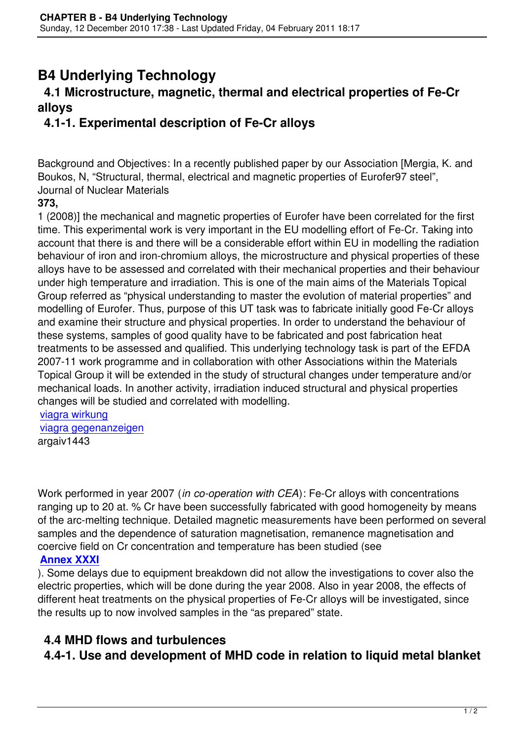# B4 Underlying Technology

## 4.1 Microstructure, magnetic, thermal and electrical properties of Fe-Cr alloys

### 4.1-1. Experimental description of Fe-Cr alloys

Background and Objectives: In a recently published paper by our Association [Mergia, K. and Boukos, N, "Structural, thermal, electrical and magnetic properties of Eurofer97 steel", Journal of Nuclear Materials **373,** 1 (2008)] the mechanical and magnetic properties of Eurofer have been correlated for the first time. This experimental work is very important in the EU modelling effort of Fe-Cr. Taking into account that there is and there will be a considerable effort within EU in modelling the radiation behaviour of iron and iron-chromium alloys, the microstructure and physical properties of these alloys have to be assessed and correlated with their mechanical properties and their behaviour under high temperature and irradiation. This is one of the main aims of the Materials Topical Group referred as "physical understanding to master the evolution of material properties" and modelling of Eurofer. Thus, purpose of this UT task was to fabricate initially good Fe-Cr alloys and examine their structure and physical properties. In order to understand the behaviour of these systems, samples of good quality have to be fabricated and post fabrication heat treatments to be assessed and qualified. This underlying technology task is part of the EFDA 2007-11 work programme and in collaboration with other Associations within the Materials Topical Group it will be extended in the study of structural changes under temperature and/or mechanical loads. In another activity, irradiation induced structural and physical properties changes will be studied and correlated with modelling.
viagra wirkung
viagra gegenanzeigen
argaiv1443

Work performed in year 2007 (*in co-operation with CEA*): Fe-Cr alloys with concentrations ranging up to 20 at. % Cr have been successfully fabricated with good homogeneity by means of the arc-melting technique. Detailed magnetic measurements have been performed on several samples and the dependence of saturation magnetisation, remanence magnetisation and coercive field on Cr concentration and temperature has been studied (see **Annex XXXI**). Some delays due to equipment breakdown did not allow the investigations to cover also the electric properties, which will be done during the year 2008. Also in year 2008, the effects of different heat treatments on the physical properties of Fe-Cr alloys will be investigated, since the results up to now involved samples in the "as prepared" state.

## 4.4 MHD flows and turbulences

### 4.4-1. Use and development of MHD code in relation to liquid metal blanket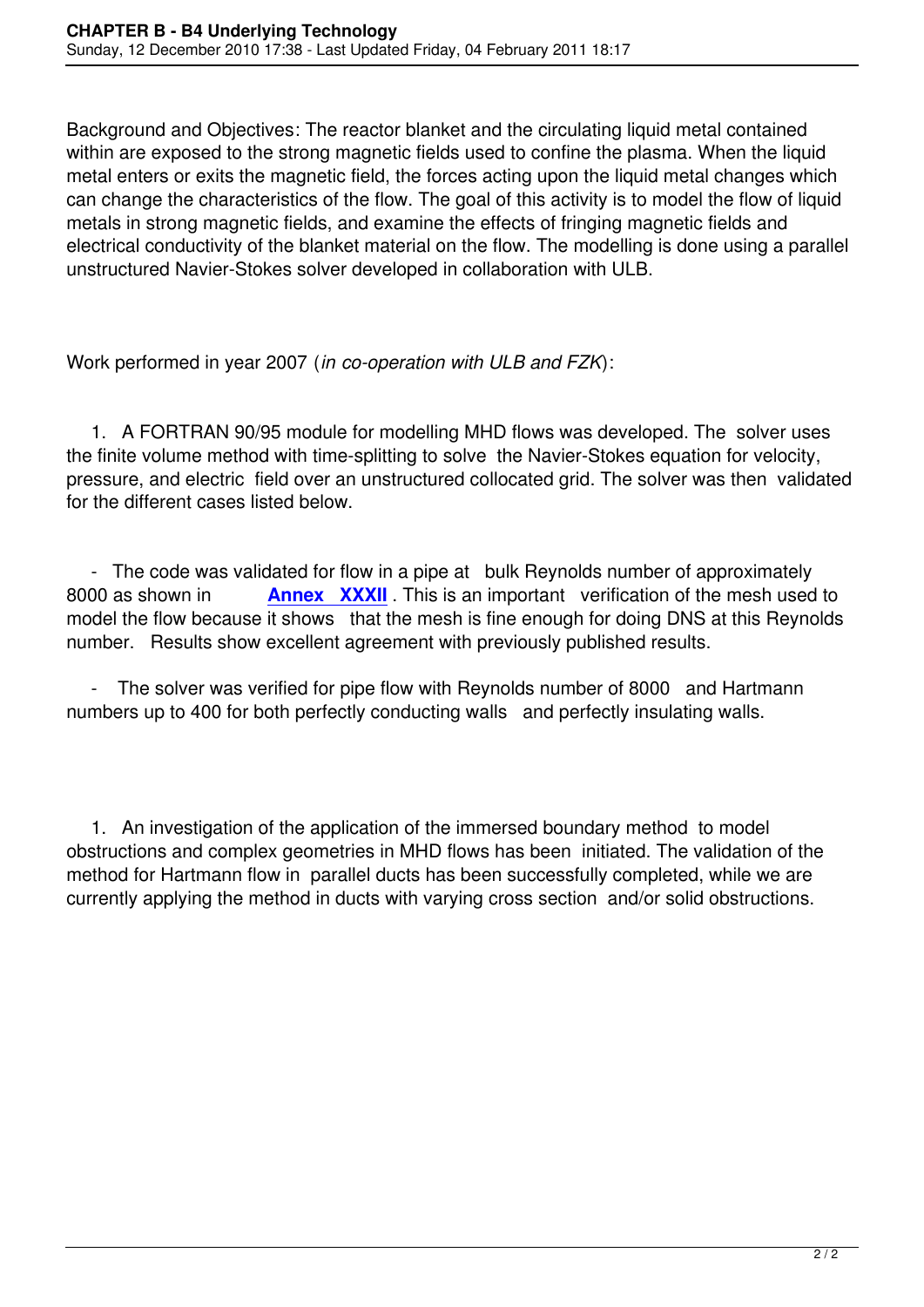Background and Objectives: The reactor blanket and the circulating liquid metal contained within are exposed to the strong magnetic fields used to confine the plasma. When the liquid metal enters or exits the magnetic field, the forces acting upon the liquid metal changes which can change the characteristics of the flow. The goal of this activity is to model the flow of liquid metals in strong magnetic fields, and examine the effects of fringing magnetic fields and electrical conductivity of the blanket material on the flow. The modelling is done using a parallel unstructured Navier-Stokes solver developed in collaboration with ULB.

Work performed in year 2007 (*in co-operation with ULB and FZK*):

1. A FORTRAN 90/95 module for modelling MHD flows was developed. The solver uses the finite volume method with time-splitting to solve the Navier-Stokes equation for velocity, pressure, and electric field over an unstructured collocated grid. The solver was then validated for the different cases listed below.

   - The code was validated for flow in a pipe at bulk Reynolds number of approximately 8000 as shown in **Annex XXXII**. This is an important verification of the mesh used to model the flow because it shows that the mesh is fine enough for doing DNS at this Reynolds number. Results show excellent agreement with previously published results.

   - The solver was verified for pipe flow with Reynolds number of 8000 and Hartmann numbers up to 400 for both perfectly conducting walls and perfectly insulating walls.

1. An investigation of the application of the immersed boundary method to model obstructions and complex geometries in MHD flows has been initiated. The validation of the method for Hartmann flow in parallel ducts has been successfully completed, while we are currently applying the method in ducts with varying cross section and/or solid obstructions.